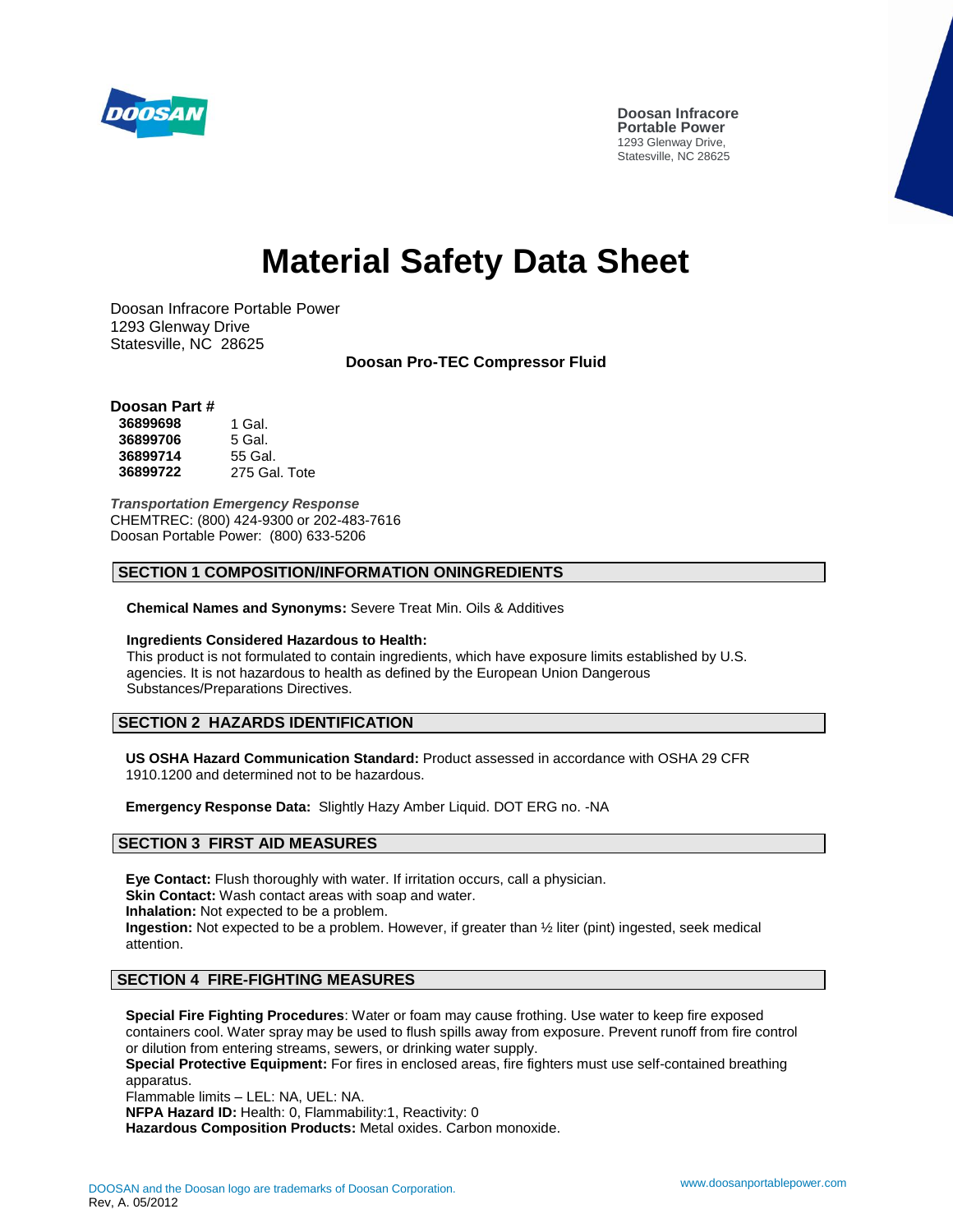DOOSAN

**Doosan Infracore Portable Power**
1293 Glenway Drive,
Statesville, NC 28625

# Material Safety Data Sheet

Doosan Infracore Portable Power
1293 Glenway Drive
Statesville, NC 28625

**Doosan Pro-TEC Compressor Fluid**

**Doosan Part #**

| | |
|---|---|
| **36899698** | 1 Gal. |
| **36899706** | 5 Gal. |
| **36899714** | 55 Gal. |
| **36899722** | 275 Gal. Tote |

***Transportation Emergency Response***
CHEMTREC: (800) 424-9300 or 202-483-7616
Doosan Portable Power: (800) 633-5206

## SECTION 1 COMPOSITION/INFORMATION ONINGREDIENTS

**Chemical Names and Synonyms:** Severe Treat Min. Oils & Additives

**Ingredients Considered Hazardous to Health:**
This product is not formulated to contain ingredients, which have exposure limits established by U.S. agencies. It is not hazardous to health as defined by the European Union Dangerous Substances/Preparations Directives.

## SECTION 2 HAZARDS IDENTIFICATION

**US OSHA Hazard Communication Standard:** Product assessed in accordance with OSHA 29 CFR 1910.1200 and determined not to be hazardous.

**Emergency Response Data:** Slightly Hazy Amber Liquid. DOT ERG no. -NA

## SECTION 3 FIRST AID MEASURES

**Eye Contact:** Flush thoroughly with water. If irritation occurs, call a physician.
**Skin Contact:** Wash contact areas with soap and water.
**Inhalation:** Not expected to be a problem.
**Ingestion:** Not expected to be a problem. However, if greater than ½ liter (pint) ingested, seek medical attention.

## SECTION 4 FIRE-FIGHTING MEASURES

**Special Fire Fighting Procedures**: Water or foam may cause frothing. Use water to keep fire exposed containers cool. Water spray may be used to flush spills away from exposure. Prevent runoff from fire control or dilution from entering streams, sewers, or drinking water supply.
**Special Protective Equipment:** For fires in enclosed areas, fire fighters must use self-contained breathing apparatus.
Flammable limits – LEL: NA, UEL: NA.
**NFPA Hazard ID:** Health: 0, Flammability:1, Reactivity: 0
**Hazardous Composition Products:** Metal oxides. Carbon monoxide.

DOOSAN and the Doosan logo are trademarks of Doosan Corporation.
Rev, A. 05/2012

www.doosanportablepower.com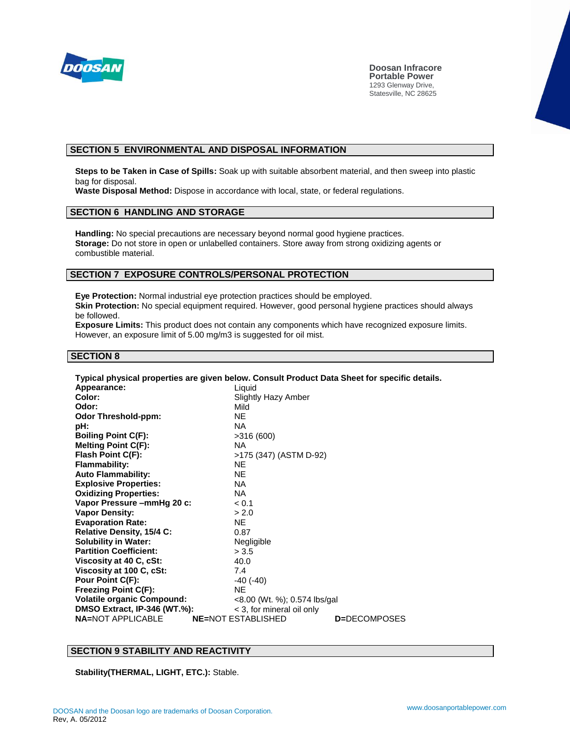Doosan Infracore
Portable Power
1293 Glenway Drive,
Statesville, NC 28625

## SECTION 5 ENVIRONMENTAL AND DISPOSAL INFORMATION

**Steps to be Taken in Case of Spills:** Soak up with suitable absorbent material, and then sweep into plastic bag for disposal.
**Waste Disposal Method:** Dispose in accordance with local, state, or federal regulations.

## SECTION 6 HANDLING AND STORAGE

**Handling:** No special precautions are necessary beyond normal good hygiene practices.
**Storage:** Do not store in open or unlabelled containers. Store away from strong oxidizing agents or combustible material.

## SECTION 7 EXPOSURE CONTROLS/PERSONAL PROTECTION

**Eye Protection:** Normal industrial eye protection practices should be employed.
**Skin Protection:** No special equipment required. However, good personal hygiene practices should always be followed.
**Exposure Limits:** This product does not contain any components which have recognized exposure limits. However, an exposure limit of 5.00 mg/m3 is suggested for oil mist.

## SECTION 8

**Typical physical properties are given below. Consult Product Data Sheet for specific details.**

| Property | Value |
|---|---|
| **Appearance:** | Liquid |
| **Color:** | Slightly Hazy Amber |
| **Odor:** | Mild |
| **Odor Threshold-ppm:** | NE |
| **pH:** | NA |
| **Boiling Point C(F):** | >316 (600) |
| **Melting Point C(F):** | NA |
| **Flash Point C(F):** | >175 (347) (ASTM D-92) |
| **Flammability:** | NE |
| **Auto Flammability:** | NE |
| **Explosive Properties:** | NA |
| **Oxidizing Properties:** | NA |
| **Vapor Pressure –mmHg 20 c:** | < 0.1 |
| **Vapor Density:** | > 2.0 |
| **Evaporation Rate:** | NE |
| **Relative Density, 15/4 C:** | 0.87 |
| **Solubility in Water:** | Negligible |
| **Partition Coefficient:** | > 3.5 |
| **Viscosity at 40 C, cSt:** | 40.0 |
| **Viscosity at 100 C, cSt:** | 7.4 |
| **Pour Point C(F):** | -40 (-40) |
| **Freezing Point C(F):** | NE |
| **Volatile organic Compound:** | <8.00 (Wt. %); 0.574 lbs/gal |
| **DMSO Extract, IP-346 (WT.%):** | < 3, for mineral oil only |

**NA=**NOT APPLICABLE **NE=**NOT ESTABLISHED **D=**DECOMPOSES

## SECTION 9 STABILITY AND REACTIVITY

**Stability(THERMAL, LIGHT, ETC.):** Stable.

DOOSAN and the Doosan logo are trademarks of Doosan Corporation.
Rev, A. 05/2012
www.doosanportablepower.com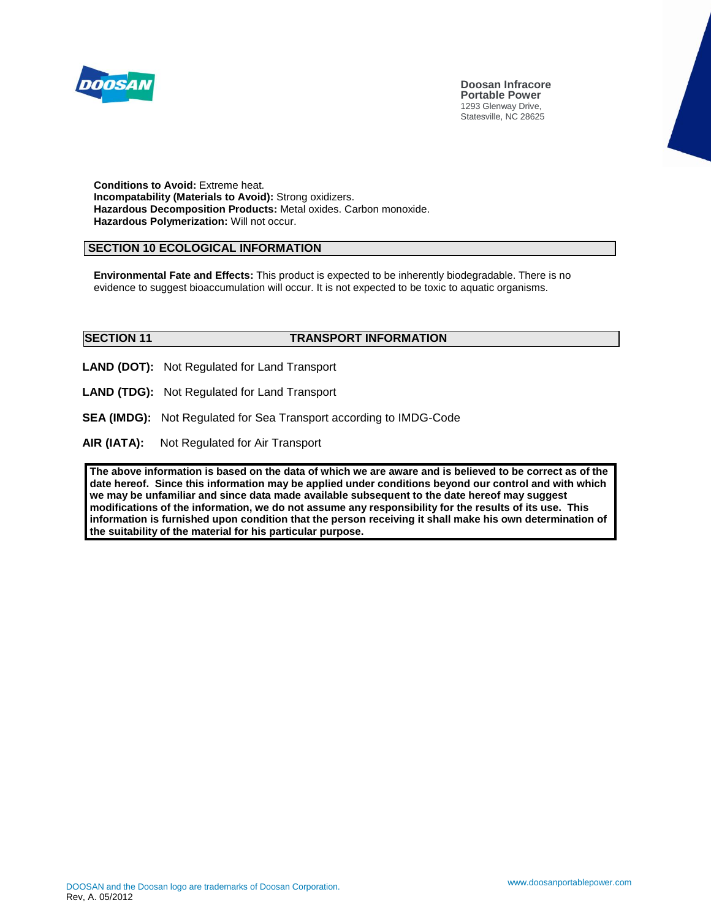**Conditions to Avoid:** Extreme heat.
**Incompatability (Materials to Avoid):** Strong oxidizers.
**Hazardous Decomposition Products:** Metal oxides. Carbon monoxide.
**Hazardous Polymerization:** Will not occur.

## SECTION 10 ECOLOGICAL INFORMATION

**Environmental Fate and Effects:** This product is expected to be inherently biodegradable. There is no evidence to suggest bioaccumulation will occur. It is not expected to be toxic to aquatic organisms.

## SECTION 11 TRANSPORT INFORMATION

**LAND (DOT):** Not Regulated for Land Transport

**LAND (TDG):** Not Regulated for Land Transport

**SEA (IMDG):** Not Regulated for Sea Transport according to IMDG-Code

**AIR (IATA):** Not Regulated for Air Transport

**The above information is based on the data of which we are aware and is believed to be correct as of the date hereof. Since this information may be applied under conditions beyond our control and with which we may be unfamiliar and since data made available subsequent to the date hereof may suggest modifications of the information, we do not assume any responsibility for the results of its use. This information is furnished upon condition that the person receiving it shall make his own determination of the suitability of the material for his particular purpose.**